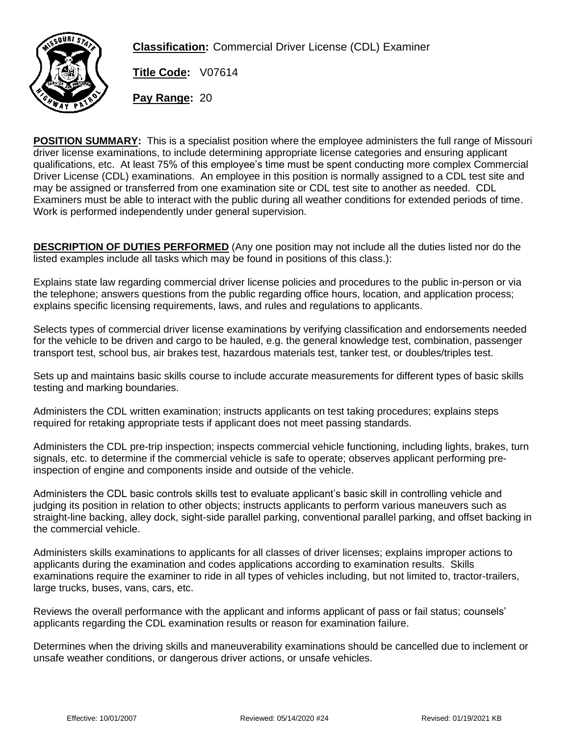**Classification:** Commercial Driver License (CDL) Examiner

**Title Code:** V07614

**Pay Range:** 20

**POSITION SUMMARY:** This is a specialist position where the employee administers the full range of Missouri driver license examinations, to include determining appropriate license categories and ensuring applicant qualifications, etc. At least 75% of this employee's time must be spent conducting more complex Commercial Driver License (CDL) examinations. An employee in this position is normally assigned to a CDL test site and may be assigned or transferred from one examination site or CDL test site to another as needed. CDL Examiners must be able to interact with the public during all weather conditions for extended periods of time. Work is performed independently under general supervision.

**DESCRIPTION OF DUTIES PERFORMED** (Any one position may not include all the duties listed nor do the listed examples include all tasks which may be found in positions of this class.):

Explains state law regarding commercial driver license policies and procedures to the public in-person or via the telephone; answers questions from the public regarding office hours, location, and application process; explains specific licensing requirements, laws, and rules and regulations to applicants.

Selects types of commercial driver license examinations by verifying classification and endorsements needed for the vehicle to be driven and cargo to be hauled, e.g. the general knowledge test, combination, passenger transport test, school bus, air brakes test, hazardous materials test, tanker test, or doubles/triples test.

Sets up and maintains basic skills course to include accurate measurements for different types of basic skills testing and marking boundaries.

Administers the CDL written examination; instructs applicants on test taking procedures; explains steps required for retaking appropriate tests if applicant does not meet passing standards.

Administers the CDL pre-trip inspection; inspects commercial vehicle functioning, including lights, brakes, turn signals, etc. to determine if the commercial vehicle is safe to operate; observes applicant performing pre-inspection of engine and components inside and outside of the vehicle.

Administers the CDL basic controls skills test to evaluate applicant's basic skill in controlling vehicle and judging its position in relation to other objects; instructs applicants to perform various maneuvers such as straight-line backing, alley dock, sight-side parallel parking, conventional parallel parking, and offset backing in the commercial vehicle.

Administers skills examinations to applicants for all classes of driver licenses; explains improper actions to applicants during the examination and codes applications according to examination results. Skills examinations require the examiner to ride in all types of vehicles including, but not limited to, tractor-trailers, large trucks, buses, vans, cars, etc.

Reviews the overall performance with the applicant and informs applicant of pass or fail status; counsels' applicants regarding the CDL examination results or reason for examination failure.

Determines when the driving skills and maneuverability examinations should be cancelled due to inclement or unsafe weather conditions, or dangerous driver actions, or unsafe vehicles.

Effective: 10/01/2007 Reviewed: 05/14/2020 #24 Revised: 01/19/2021 KB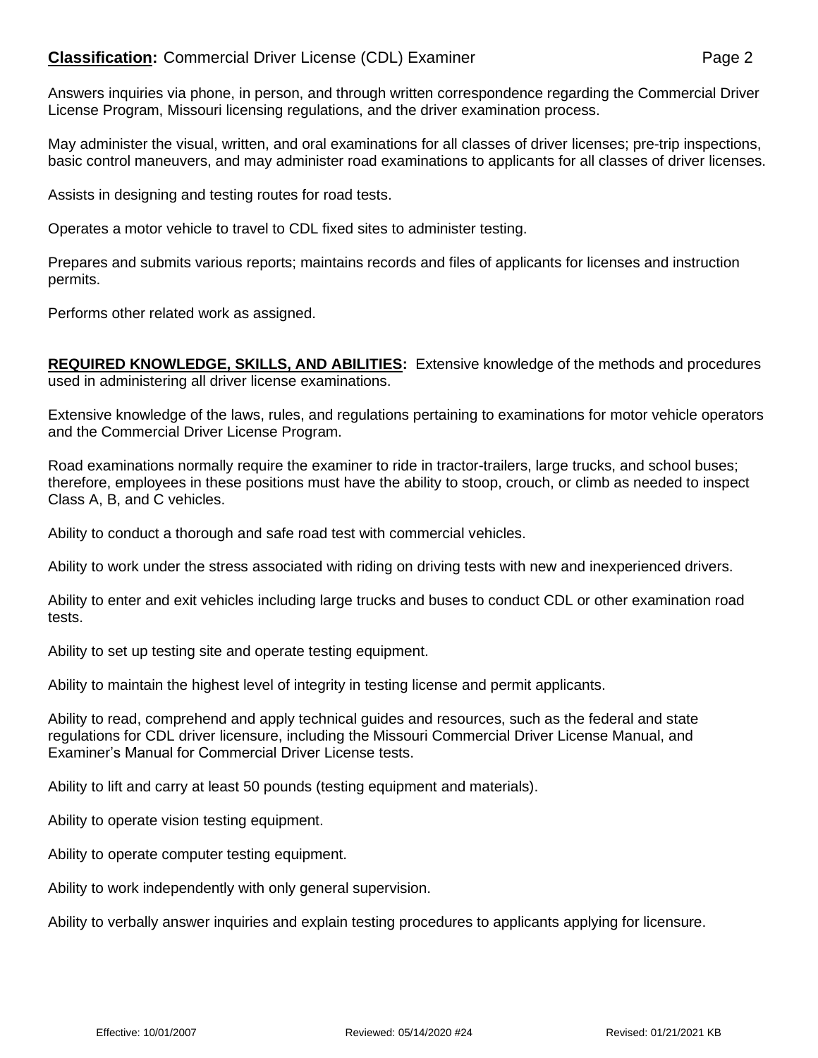Answers inquiries via phone, in person, and through written correspondence regarding the Commercial Driver License Program, Missouri licensing regulations, and the driver examination process.

May administer the visual, written, and oral examinations for all classes of driver licenses; pre-trip inspections, basic control maneuvers, and may administer road examinations to applicants for all classes of driver licenses.

Assists in designing and testing routes for road tests.

Operates a motor vehicle to travel to CDL fixed sites to administer testing.

Prepares and submits various reports; maintains records and files of applicants for licenses and instruction permits.

Performs other related work as assigned.

**REQUIRED KNOWLEDGE, SKILLS, AND ABILITIES:** Extensive knowledge of the methods and procedures used in administering all driver license examinations.

Extensive knowledge of the laws, rules, and regulations pertaining to examinations for motor vehicle operators and the Commercial Driver License Program.

Road examinations normally require the examiner to ride in tractor-trailers, large trucks, and school buses; therefore, employees in these positions must have the ability to stoop, crouch, or climb as needed to inspect Class A, B, and C vehicles.

Ability to conduct a thorough and safe road test with commercial vehicles.

Ability to work under the stress associated with riding on driving tests with new and inexperienced drivers.

Ability to enter and exit vehicles including large trucks and buses to conduct CDL or other examination road tests.

Ability to set up testing site and operate testing equipment.

Ability to maintain the highest level of integrity in testing license and permit applicants.

Ability to read, comprehend and apply technical guides and resources, such as the federal and state regulations for CDL driver licensure, including the Missouri Commercial Driver License Manual, and Examiner's Manual for Commercial Driver License tests.

Ability to lift and carry at least 50 pounds (testing equipment and materials).

Ability to operate vision testing equipment.

Ability to operate computer testing equipment.

Ability to work independently with only general supervision.

Ability to verbally answer inquiries and explain testing procedures to applicants applying for licensure.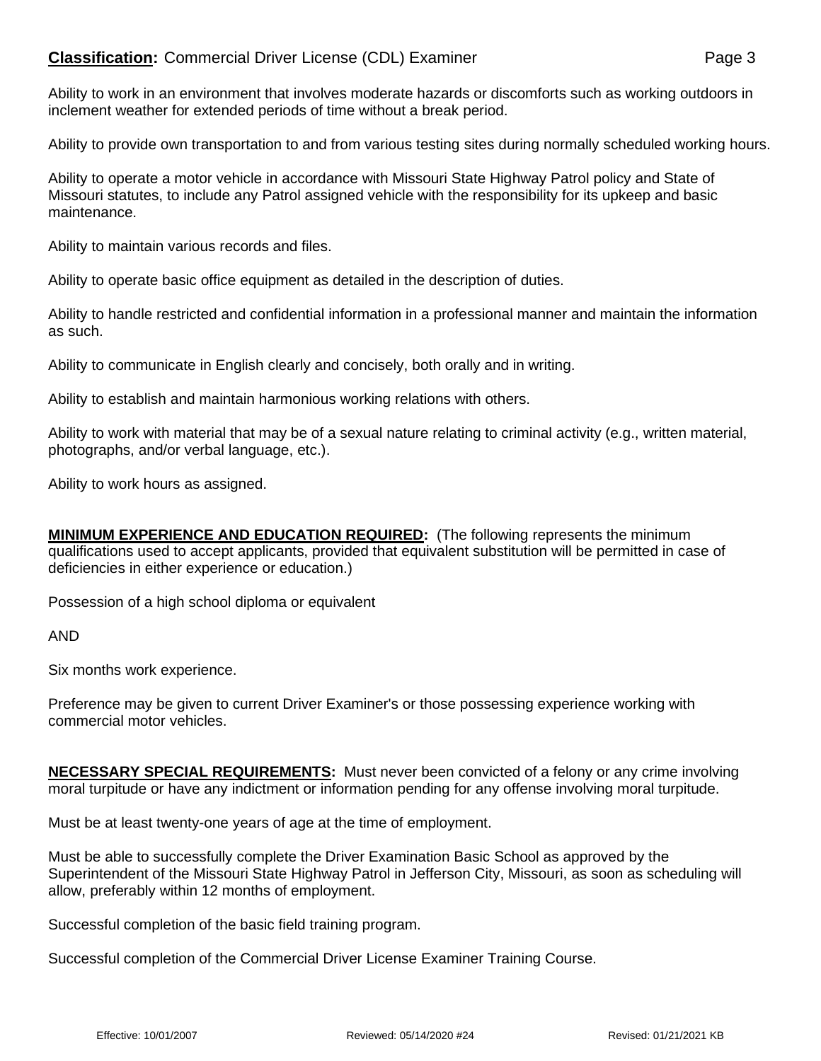Ability to work in an environment that involves moderate hazards or discomforts such as working outdoors in inclement weather for extended periods of time without a break period.

Ability to provide own transportation to and from various testing sites during normally scheduled working hours.

Ability to operate a motor vehicle in accordance with Missouri State Highway Patrol policy and State of Missouri statutes, to include any Patrol assigned vehicle with the responsibility for its upkeep and basic maintenance.

Ability to maintain various records and files.

Ability to operate basic office equipment as detailed in the description of duties.

Ability to handle restricted and confidential information in a professional manner and maintain the information as such.

Ability to communicate in English clearly and concisely, both orally and in writing.

Ability to establish and maintain harmonious working relations with others.

Ability to work with material that may be of a sexual nature relating to criminal activity (e.g., written material, photographs, and/or verbal language, etc.).

Ability to work hours as assigned.

**MINIMUM EXPERIENCE AND EDUCATION REQUIRED:** (The following represents the minimum qualifications used to accept applicants, provided that equivalent substitution will be permitted in case of deficiencies in either experience or education.)

Possession of a high school diploma or equivalent

AND

Six months work experience.

Preference may be given to current Driver Examiner's or those possessing experience working with commercial motor vehicles.

**NECESSARY SPECIAL REQUIREMENTS:** Must never been convicted of a felony or any crime involving moral turpitude or have any indictment or information pending for any offense involving moral turpitude.

Must be at least twenty-one years of age at the time of employment.

Must be able to successfully complete the Driver Examination Basic School as approved by the Superintendent of the Missouri State Highway Patrol in Jefferson City, Missouri, as soon as scheduling will allow, preferably within 12 months of employment.

Successful completion of the basic field training program.

Successful completion of the Commercial Driver License Examiner Training Course.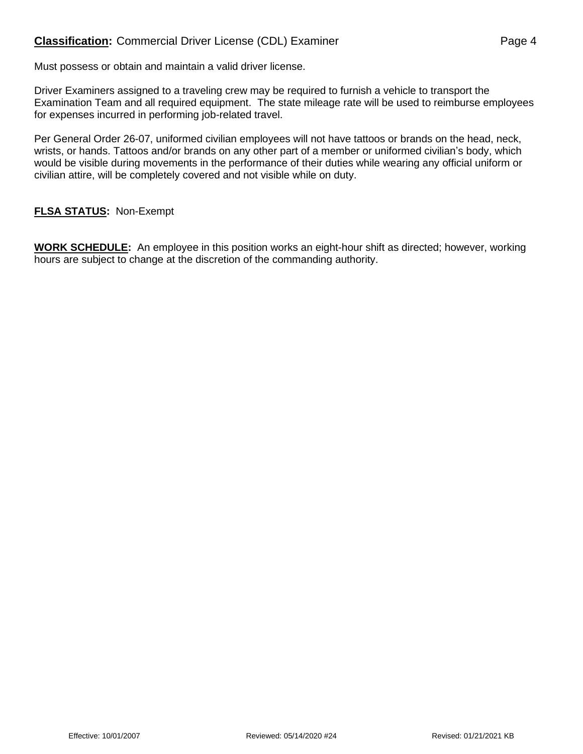Must possess or obtain and maintain a valid driver license.

Driver Examiners assigned to a traveling crew may be required to furnish a vehicle to transport the Examination Team and all required equipment. The state mileage rate will be used to reimburse employees for expenses incurred in performing job-related travel.

Per General Order 26-07, uniformed civilian employees will not have tattoos or brands on the head, neck, wrists, or hands. Tattoos and/or brands on any other part of a member or uniformed civilian's body, which would be visible during movements in the performance of their duties while wearing any official uniform or civilian attire, will be completely covered and not visible while on duty.

**FLSA STATUS:** Non-Exempt

**WORK SCHEDULE:** An employee in this position works an eight-hour shift as directed; however, working hours are subject to change at the discretion of the commanding authority.